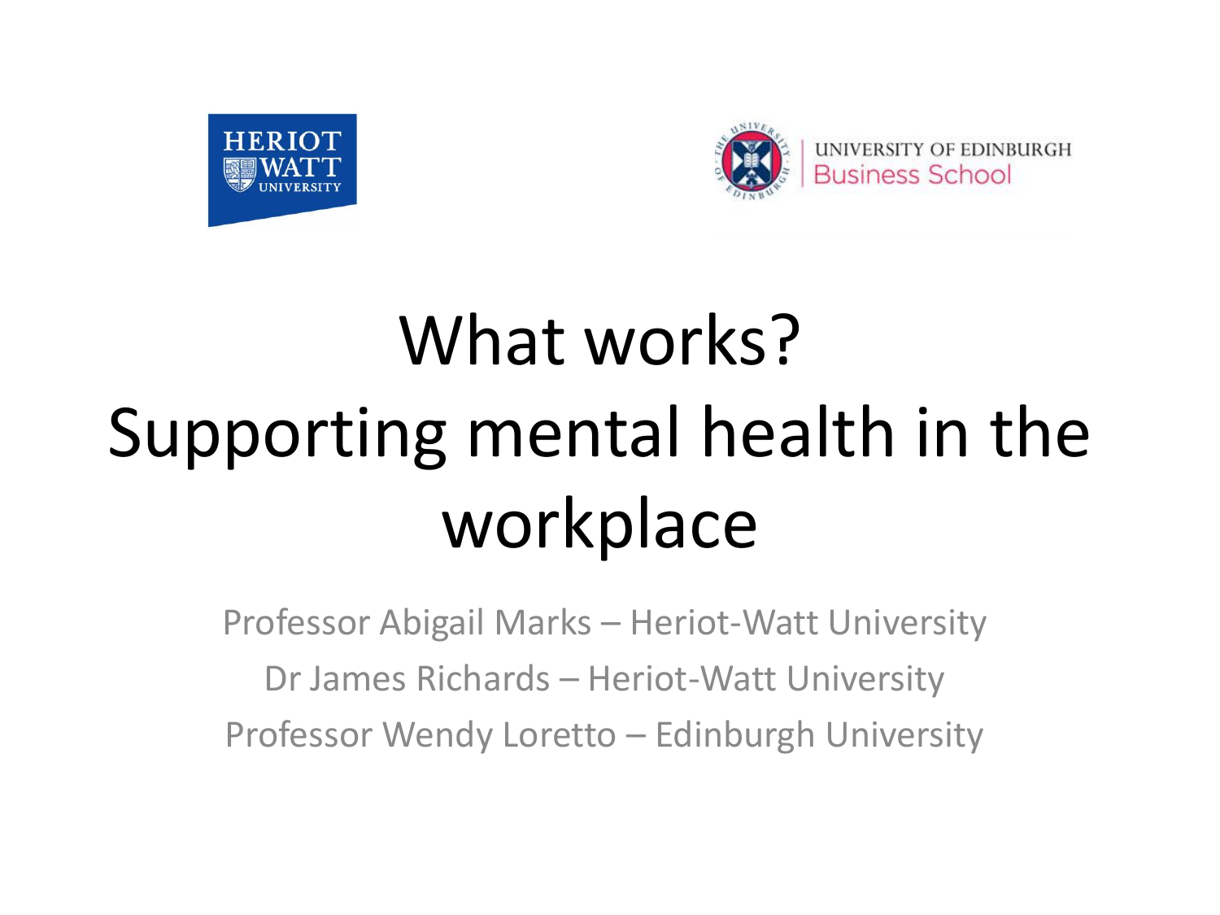HERIOT WATT UNIVERSITY

UNIVERSITY OF EDINBURGH Business School

# What works? Supporting mental health in the workplace

Professor Abigail Marks – Heriot-Watt University

Dr James Richards – Heriot-Watt University

Professor Wendy Loretto – Edinburgh University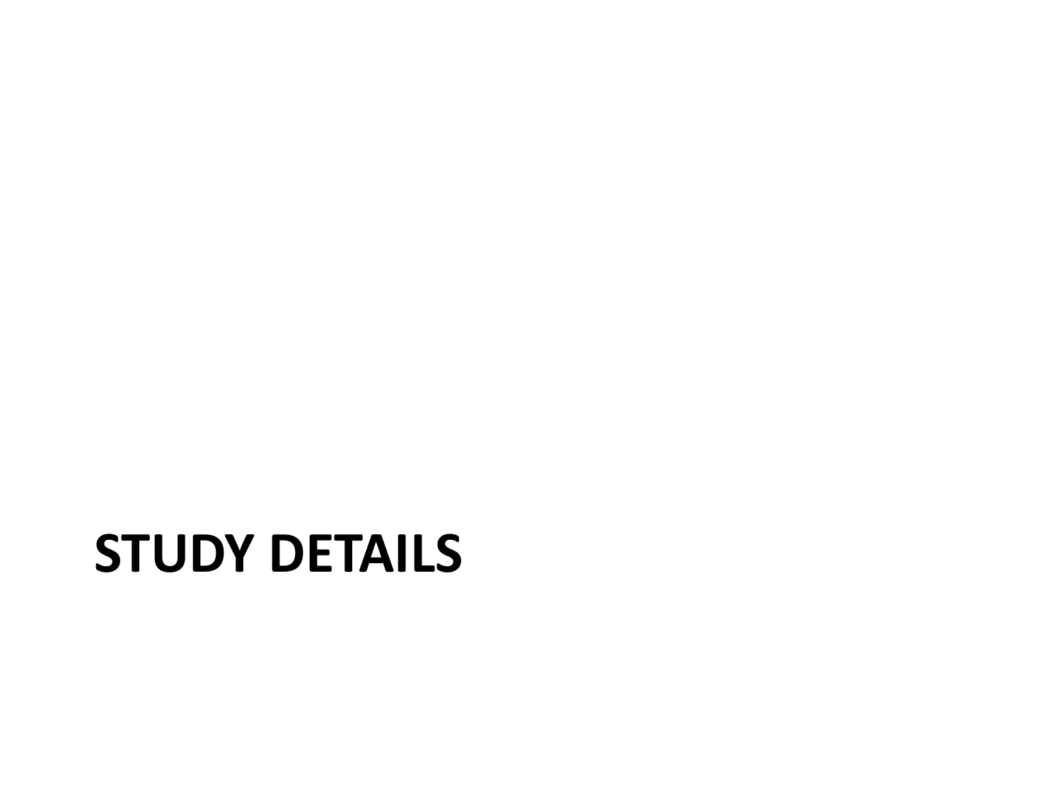# STUDY DETAILS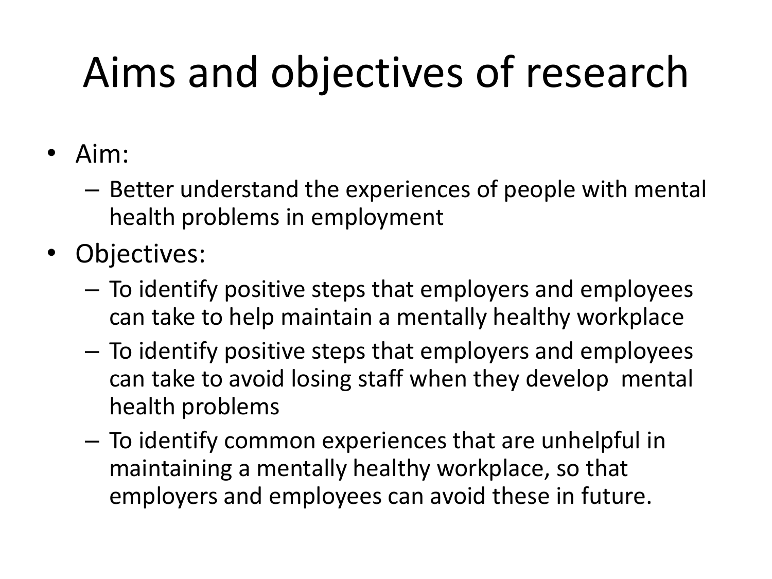# Aims and objectives of research

- Aim:
  - Better understand the experiences of people with mental health problems in employment
- Objectives:
  - To identify positive steps that employers and employees can take to help maintain a mentally healthy workplace
  - To identify positive steps that employers and employees can take to avoid losing staff when they develop mental health problems
  - To identify common experiences that are unhelpful in maintaining a mentally healthy workplace, so that employers and employees can avoid these in future.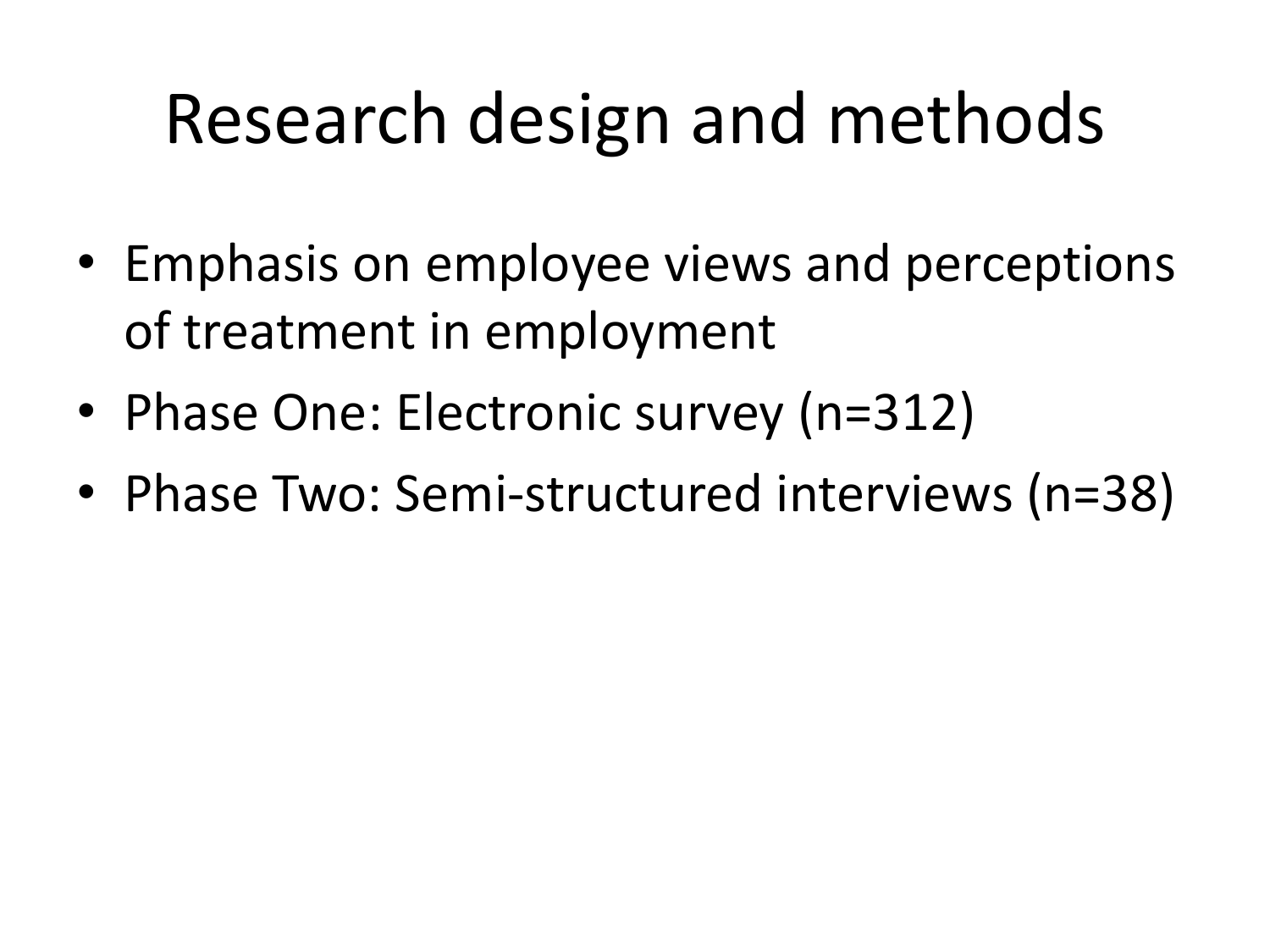# Research design and methods

- Emphasis on employee views and perceptions of treatment in employment
- Phase One: Electronic survey (n=312)
- Phase Two: Semi-structured interviews (n=38)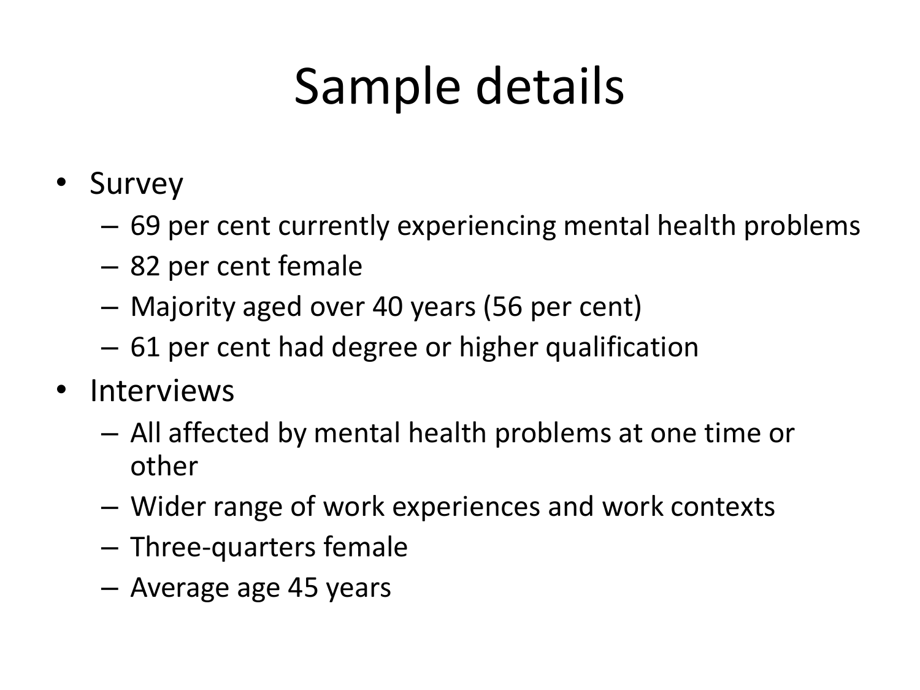# Sample details

- Survey
  - 69 per cent currently experiencing mental health problems
  - 82 per cent female
  - Majority aged over 40 years (56 per cent)
  - 61 per cent had degree or higher qualification
- Interviews
  - All affected by mental health problems at one time or other
  - Wider range of work experiences and work contexts
  - Three-quarters female
  - Average age 45 years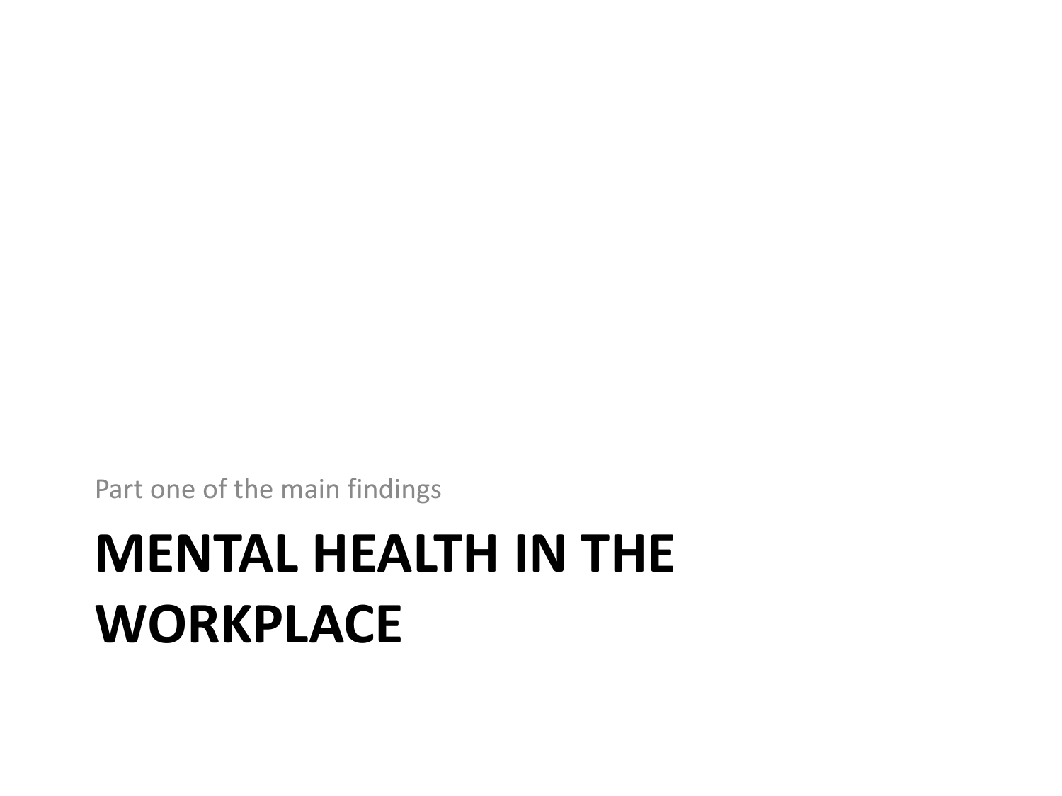Part one of the main findings

# MENTAL HEALTH IN THE WORKPLACE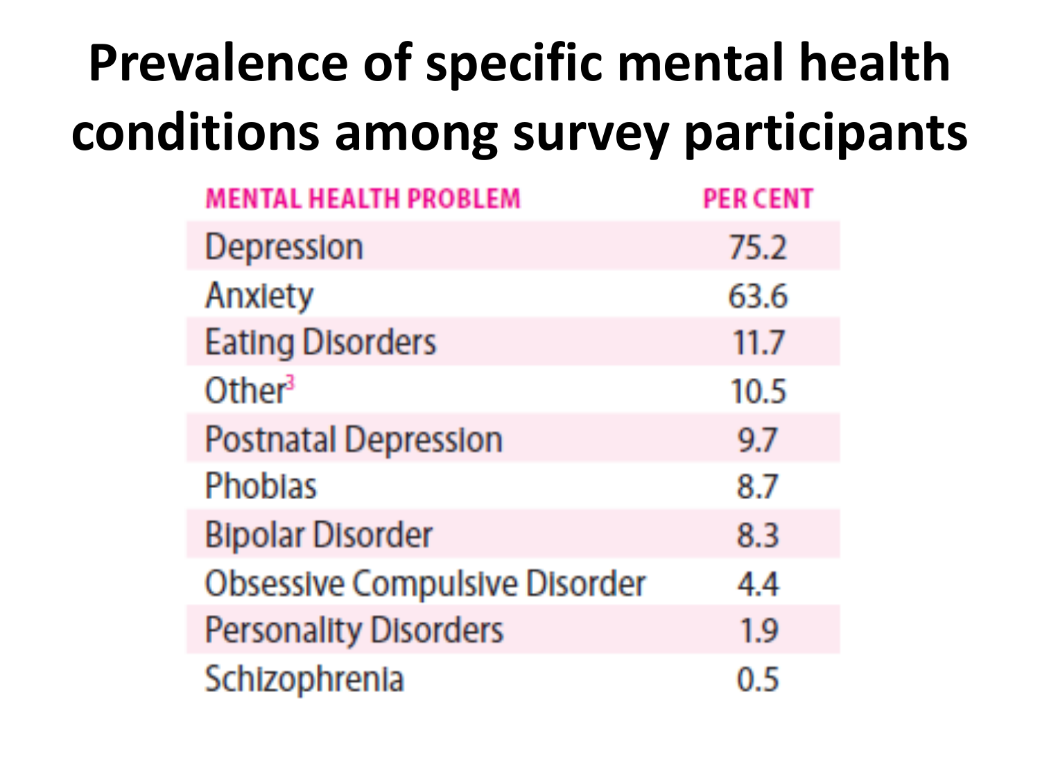# Prevalence of specific mental health conditions among survey participants

| MENTAL HEALTH PROBLEM | PER CENT |
| --- | --- |
| Depression | 75.2 |
| Anxiety | 63.6 |
| Eating Disorders | 11.7 |
| Other[3] | 10.5 |
| Postnatal Depression | 9.7 |
| Phobias | 8.7 |
| Bipolar Disorder | 8.3 |
| Obsessive Compulsive Disorder | 4.4 |
| Personality Disorders | 1.9 |
| Schizophrenia | 0.5 |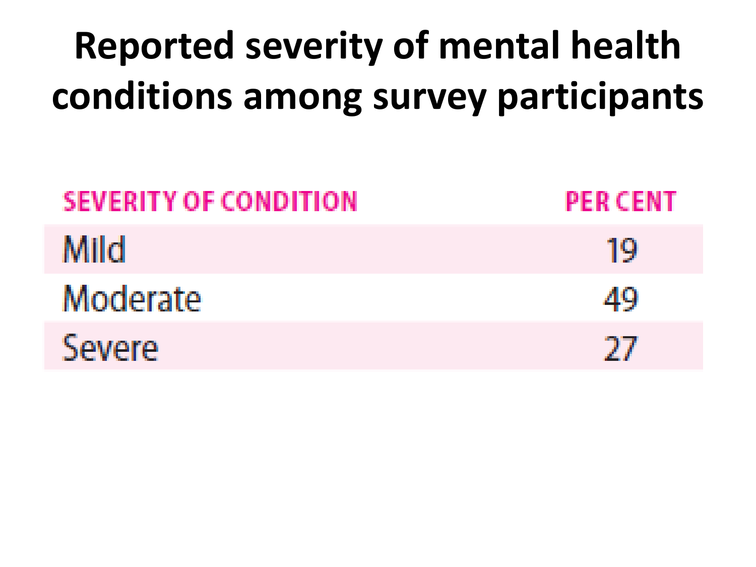# Reported severity of mental health conditions among survey participants

| SEVERITY OF CONDITION | PER CENT |
|---|---|
| Mild | 19 |
| Moderate | 49 |
| Severe | 27 |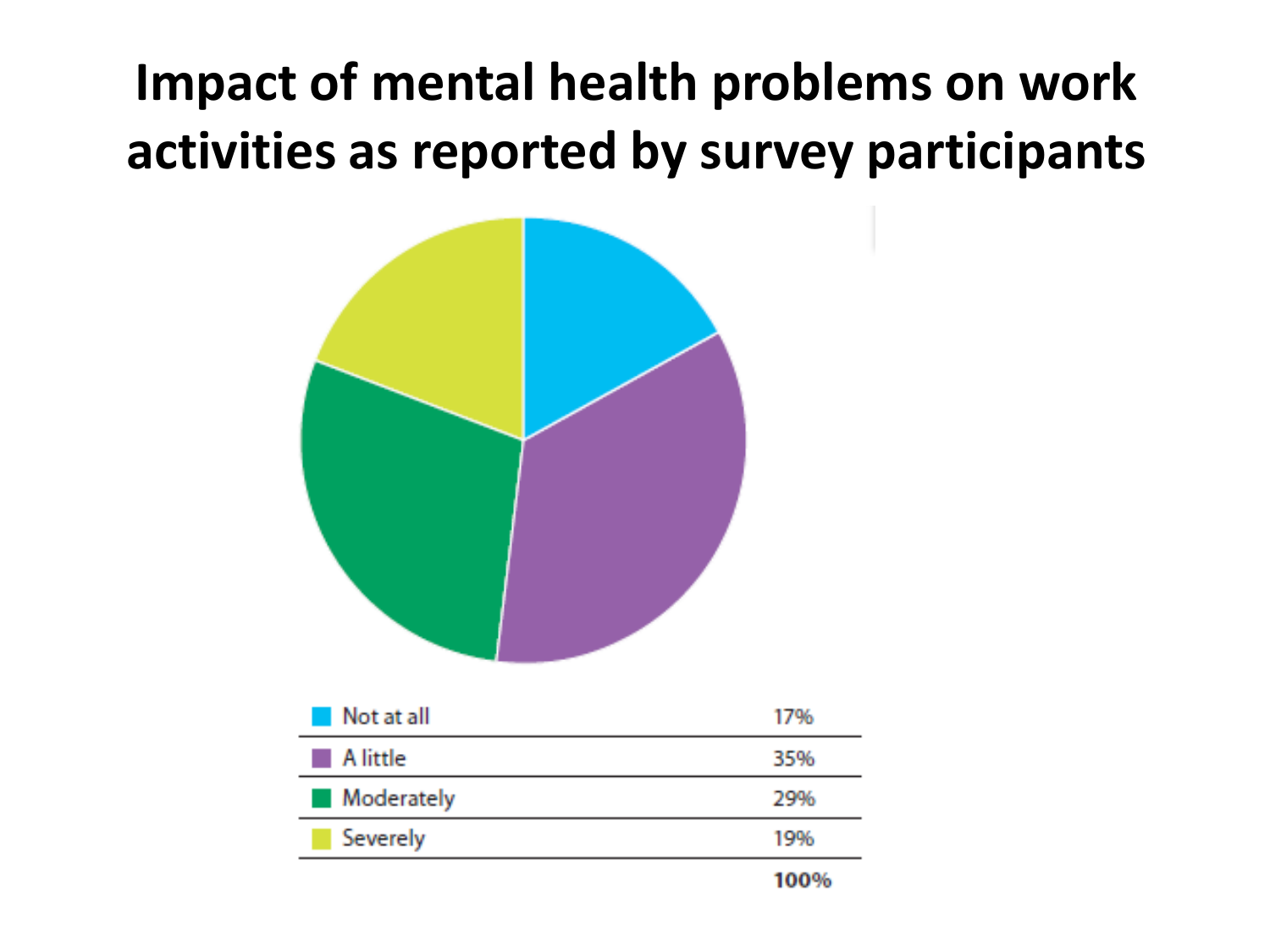# Impact of mental health problems on work activities as reported by survey participants

Not at all 17%

A little 35%

Moderately 29%

Severely 19%

**100%**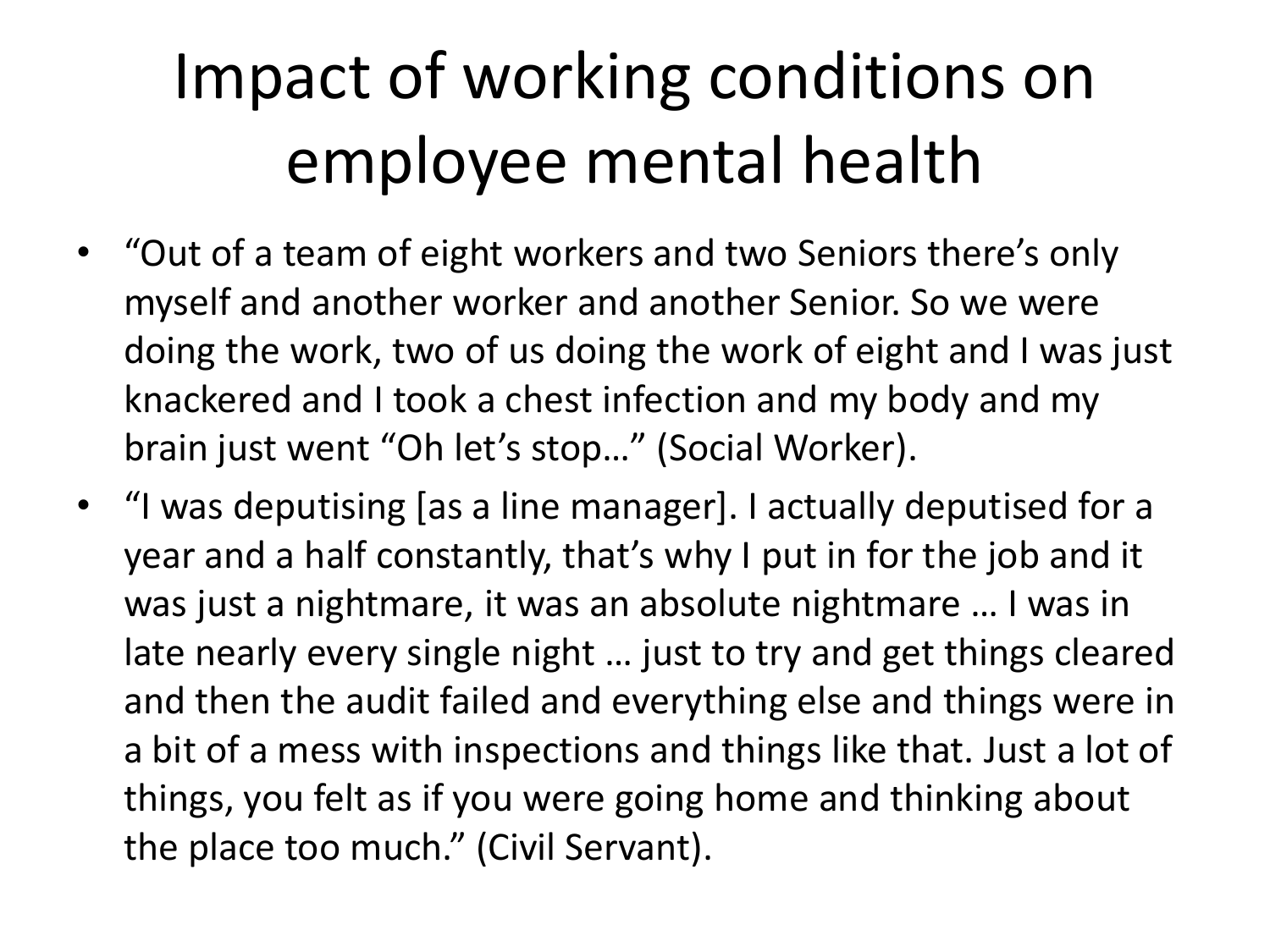# Impact of working conditions on employee mental health

- "Out of a team of eight workers and two Seniors there's only myself and another worker and another Senior. So we were doing the work, two of us doing the work of eight and I was just knackered and I took a chest infection and my body and my brain just went "Oh let's stop…" (Social Worker).
- "I was deputising [as a line manager]. I actually deputised for a year and a half constantly, that's why I put in for the job and it was just a nightmare, it was an absolute nightmare … I was in late nearly every single night … just to try and get things cleared and then the audit failed and everything else and things were in a bit of a mess with inspections and things like that. Just a lot of things, you felt as if you were going home and thinking about the place too much." (Civil Servant).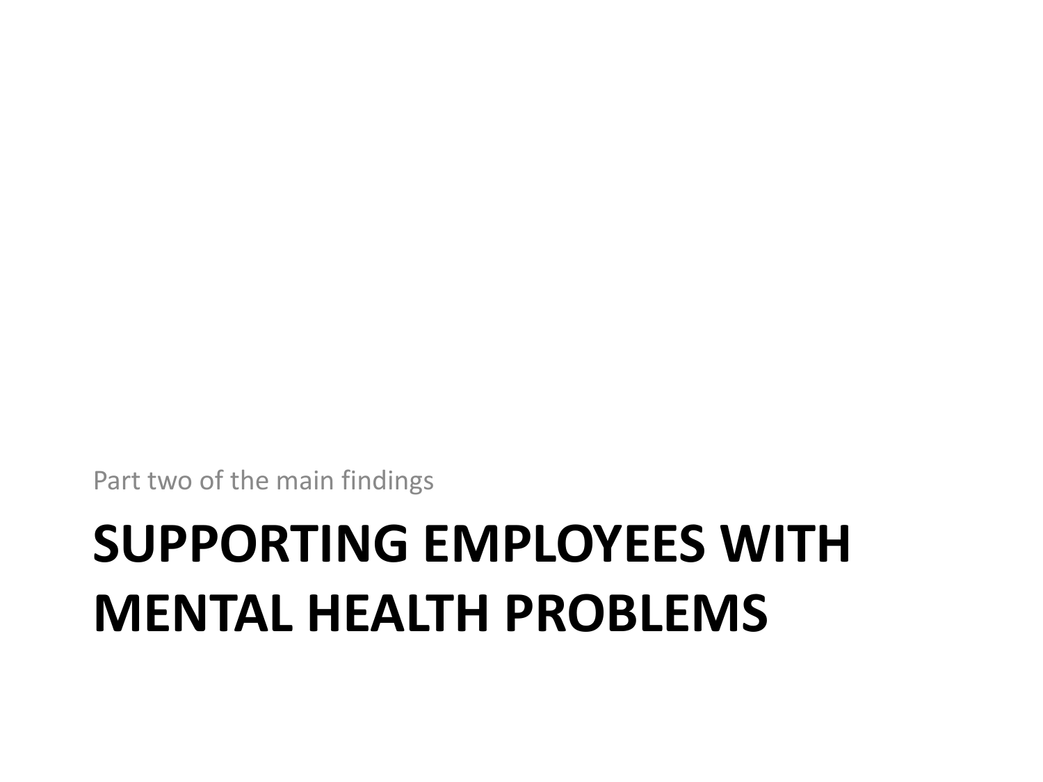Part two of the main findings

# SUPPORTING EMPLOYEES WITH MENTAL HEALTH PROBLEMS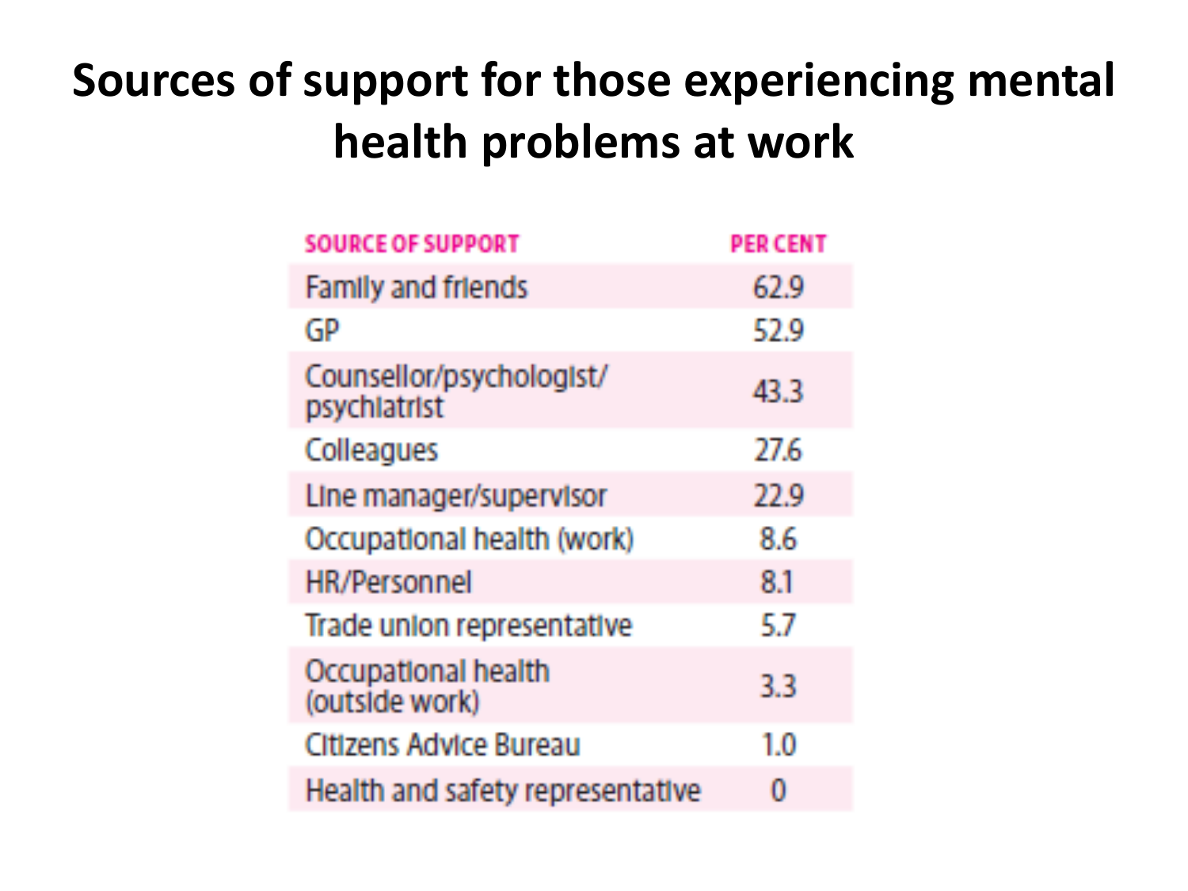# Sources of support for those experiencing mental health problems at work

| SOURCE OF SUPPORT | PER CENT |
|---|---|
| Family and friends | 62.9 |
| GP | 52.9 |
| Counsellor/psychologist/ psychiatrist | 43.3 |
| Colleagues | 27.6 |
| Line manager/supervisor | 22.9 |
| Occupational health (work) | 8.6 |
| HR/Personnel | 8.1 |
| Trade union representative | 5.7 |
| Occupational health (outside work) | 3.3 |
| Citizens Advice Bureau | 1.0 |
| Health and safety representative | 0 |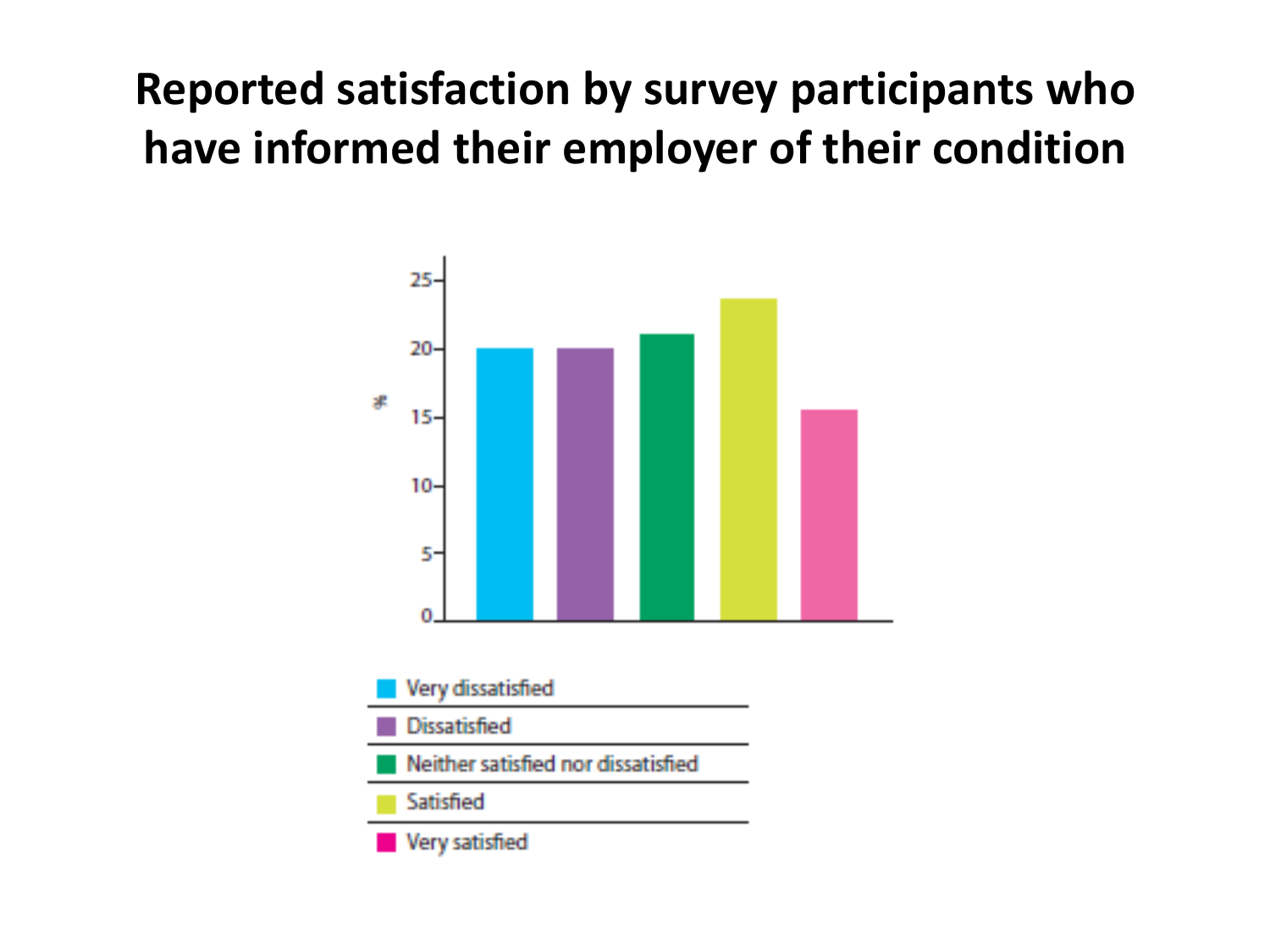# Reported satisfaction by survey participants who have informed their employer of their condition

25
20
%
15
10
5
0

Very dissatisfied
Dissatisfied
Neither satisfied nor dissatisfied
Satisfied
Very satisfied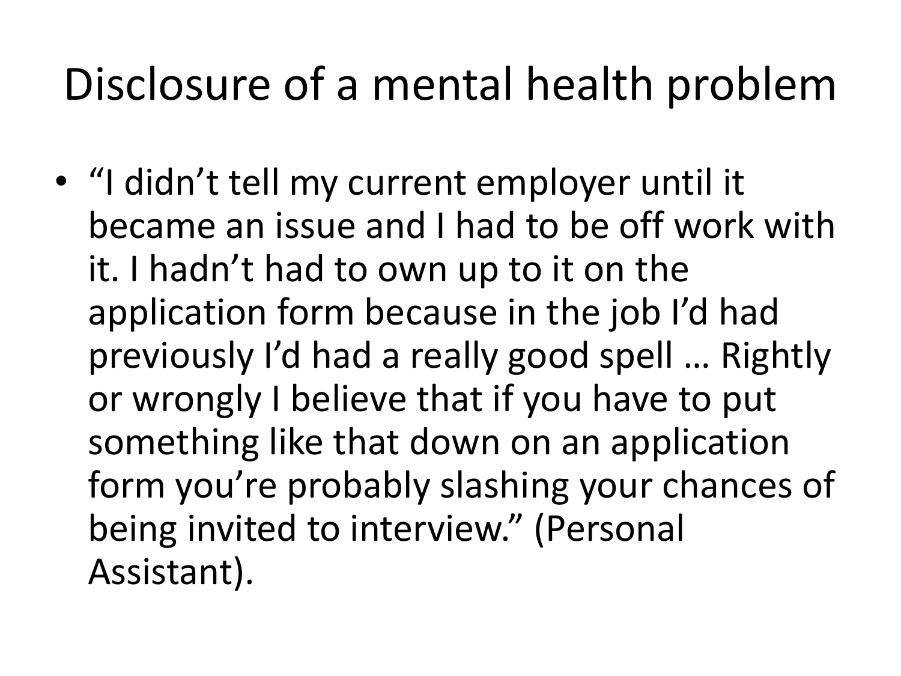# Disclosure of a mental health problem

- "I didn't tell my current employer until it became an issue and I had to be off work with it. I hadn't had to own up to it on the application form because in the job I'd had previously I'd had a really good spell … Rightly or wrongly I believe that if you have to put something like that down on an application form you're probably slashing your chances of being invited to interview." (Personal Assistant).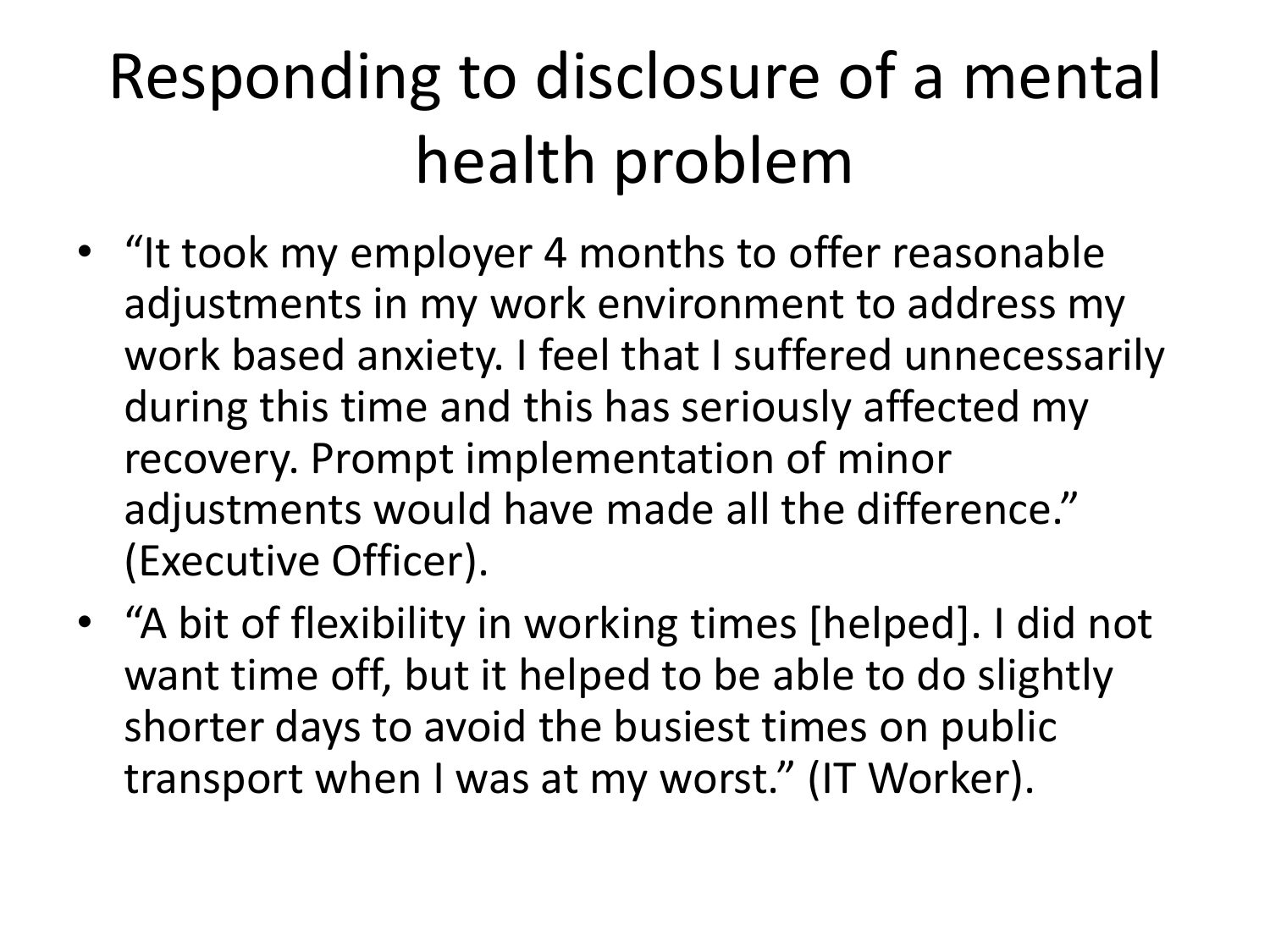# Responding to disclosure of a mental health problem

- "It took my employer 4 months to offer reasonable adjustments in my work environment to address my work based anxiety. I feel that I suffered unnecessarily during this time and this has seriously affected my recovery. Prompt implementation of minor adjustments would have made all the difference." (Executive Officer).
- "A bit of flexibility in working times [helped]. I did not want time off, but it helped to be able to do slightly shorter days to avoid the busiest times on public transport when I was at my worst." (IT Worker).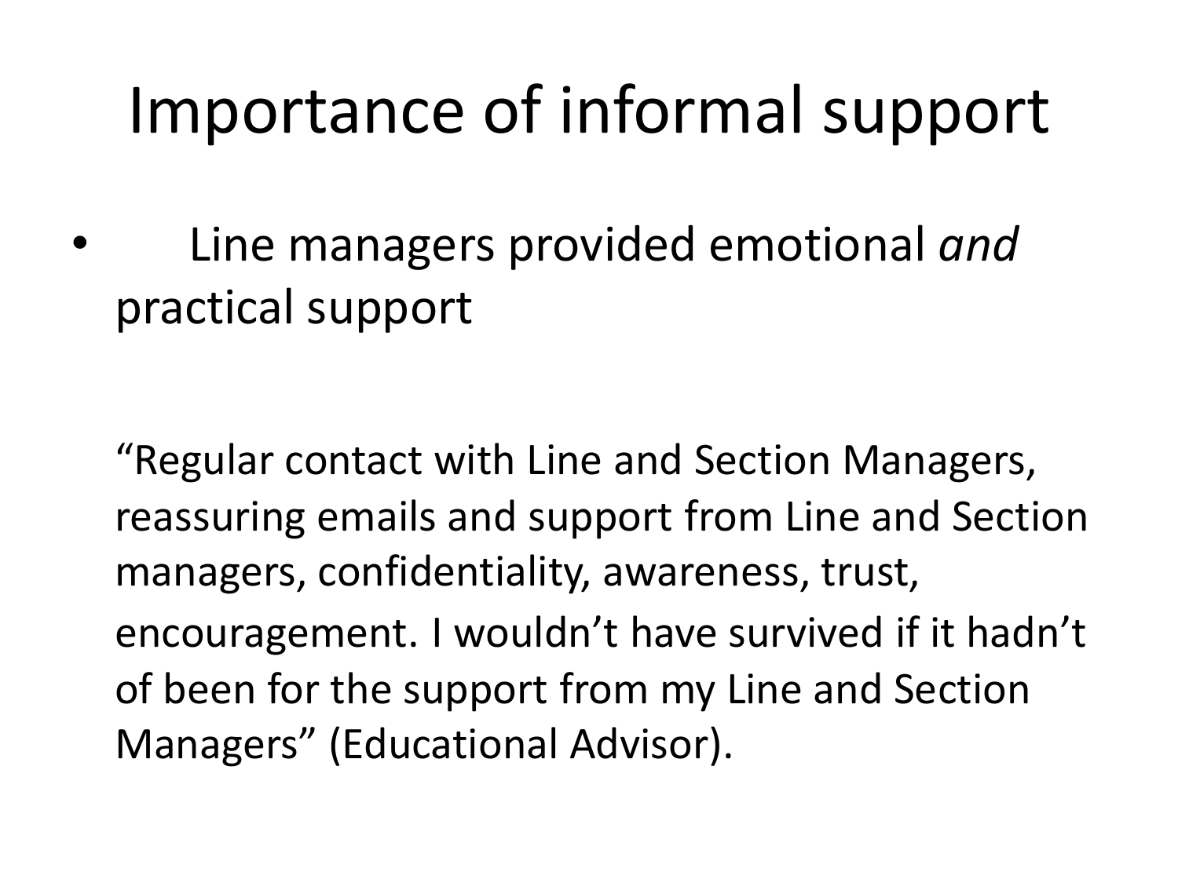# Importance of informal support

- Line managers provided emotional *and* practical support

“Regular contact with Line and Section Managers, reassuring emails and support from Line and Section managers, confidentiality, awareness, trust, encouragement. I wouldn’t have survived if it hadn’t of been for the support from my Line and Section Managers” (Educational Advisor).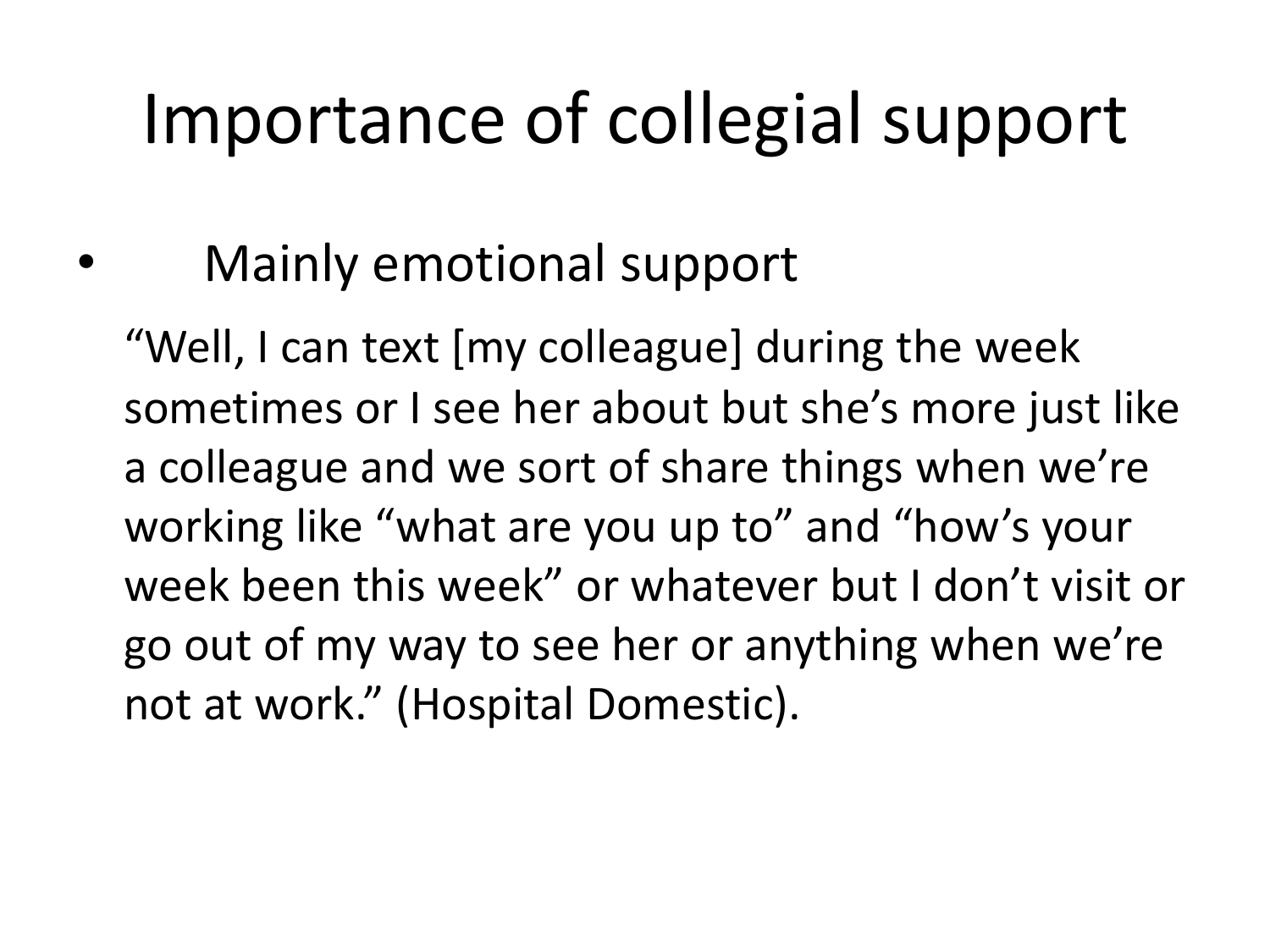# Importance of collegial support

- Mainly emotional support

  "Well, I can text [my colleague] during the week sometimes or I see her about but she's more just like a colleague and we sort of share things when we're working like "what are you up to" and "how's your week been this week" or whatever but I don't visit or go out of my way to see her or anything when we're not at work." (Hospital Domestic).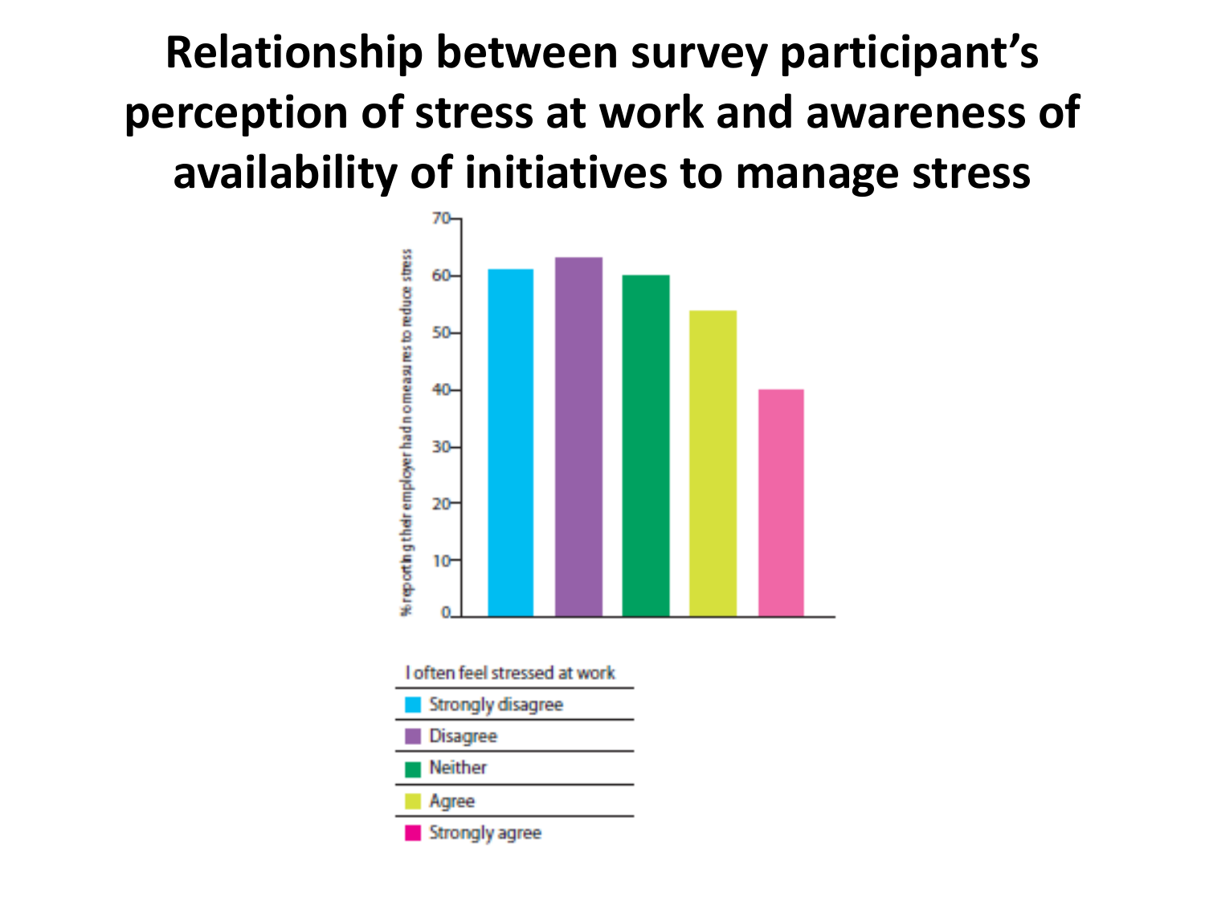# Relationship between survey participant's perception of stress at work and awareness of availability of initiatives to manage stress

% reporting their employer had no measures to reduce stress

70
60
50
40
30
20
10
0

I often feel stressed at work

Strongly disagree

Disagree

Neither

Agree

Strongly agree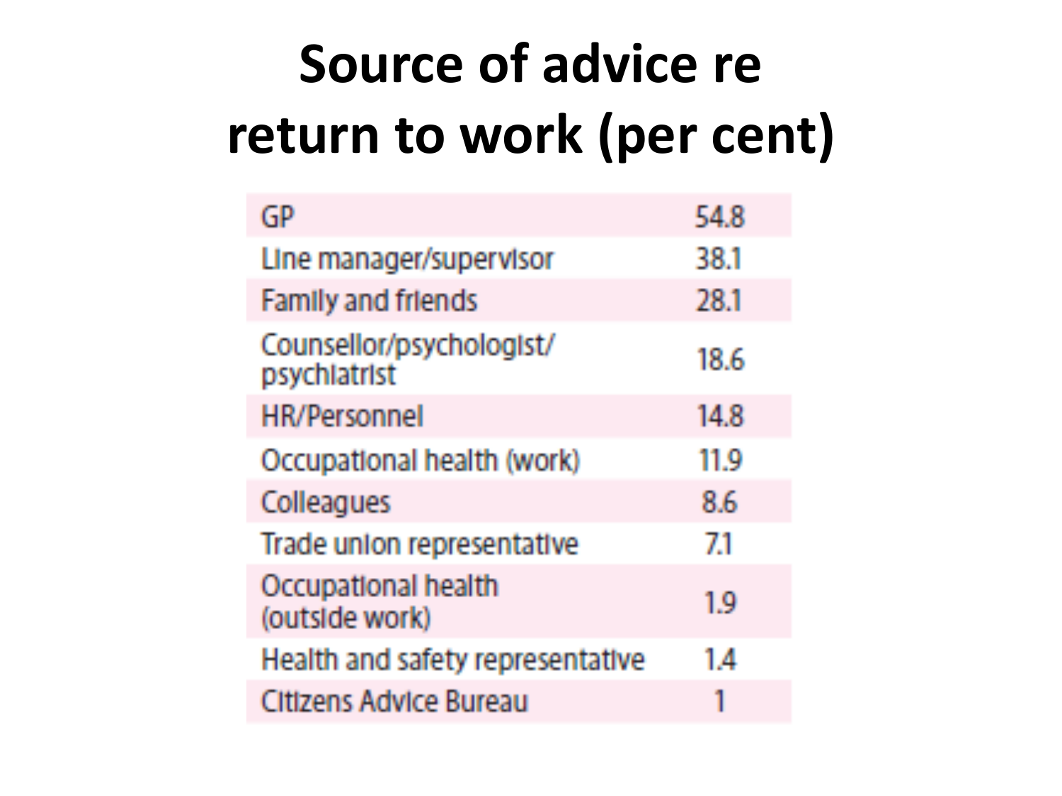# Source of advice re return to work (per cent)

| | |
|---|---|
| GP | 54.8 |
| Line manager/supervisor | 38.1 |
| Family and friends | 28.1 |
| Counsellor/psychologist/psychiatrist | 18.6 |
| HR/Personnel | 14.8 |
| Occupational health (work) | 11.9 |
| Colleagues | 8.6 |
| Trade union representative | 7.1 |
| Occupational health (outside work) | 1.9 |
| Health and safety representative | 1.4 |
| Citizens Advice Bureau | 1 |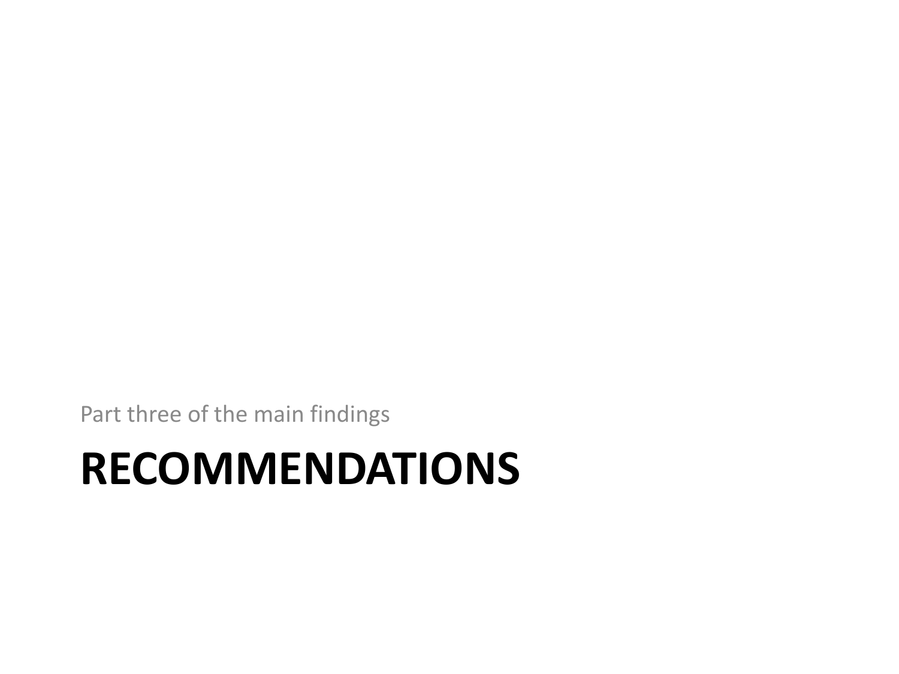Part three of the main findings

# RECOMMENDATIONS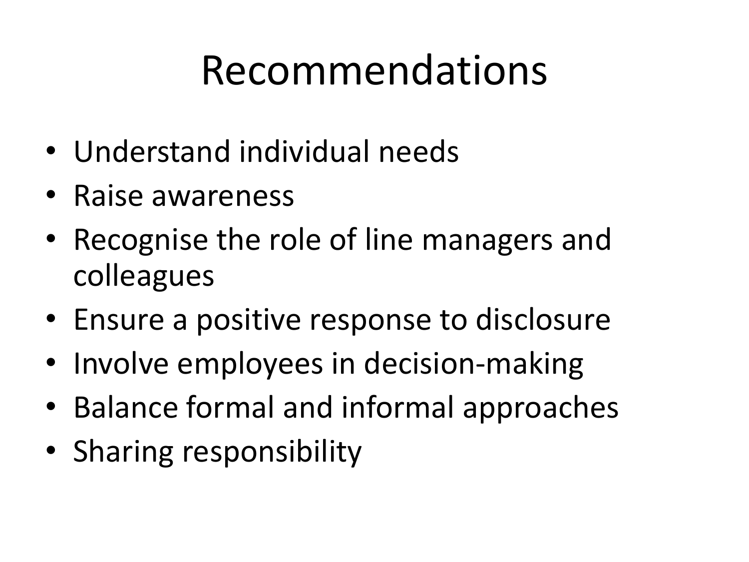# Recommendations

- Understand individual needs
- Raise awareness
- Recognise the role of line managers and colleagues
- Ensure a positive response to disclosure
- Involve employees in decision-making
- Balance formal and informal approaches
- Sharing responsibility